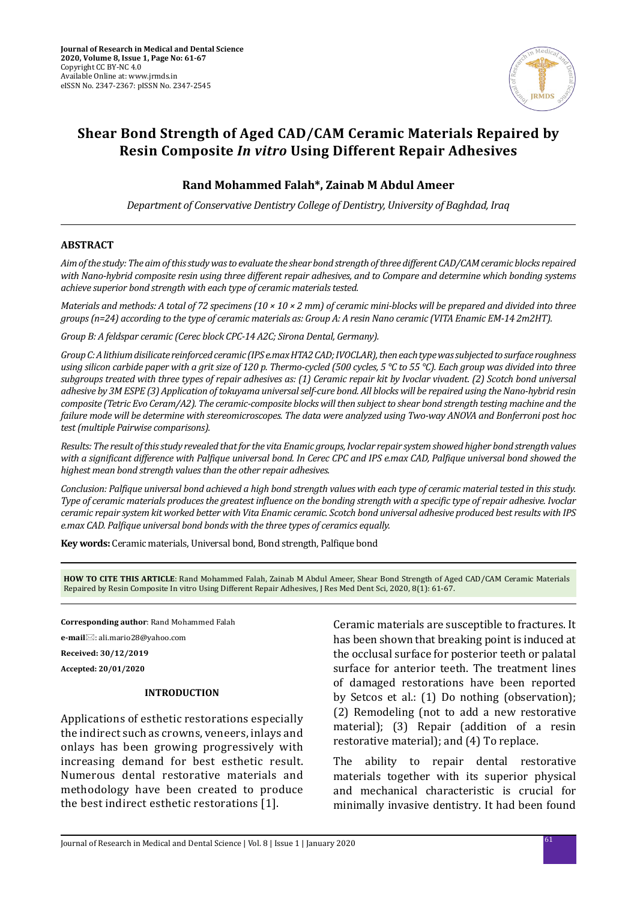# Shear Bond Strength of Aged CAD/CAM Ceramic Materials Repaired by Resin Composite *In vitro* Using Different Repair Adhesives

**Rand Mohammed Falah\*, Zainab M Abdul Ameer**

*Department of Conservative Dentistry College of Dentistry, University of Baghdad, Iraq*

## ABSTRACT

*Aim of the study: The aim of this study was to evaluate the shear bond strength of three different CAD/CAM ceramic blocks repaired with Nano-hybrid composite resin using three different repair adhesives, and to Compare and determine which bonding systems achieve superior bond strength with each type of ceramic materials tested.*

*Materials and methods: A total of 72 specimens (10 × 10 × 2 mm) of ceramic mini-blocks will be prepared and divided into three groups (n=24) according to the type of ceramic materials as: Group A: A resin Nano ceramic (VITA Enamic EM-14 2m2HT).*

*Group B: A feldspar ceramic (Cerec block CPC-14 A2C; Sirona Dental, Germany).*

*Group C: A lithium disilicate reinforced ceramic (IPS e.max HTA2 CAD; IVOCLAR), then each type was subjected to surface roughness using silicon carbide paper with a grit size of 120 p. Thermo-cycled (500 cycles, 5 °C to 55 °C). Each group was divided into three subgroups treated with three types of repair adhesives as: (1) Ceramic repair kit by Ivoclar vivadent. (2) Scotch bond universal adhesive by 3M ESPE (3) Application of tokuyama universal self-cure bond. All blocks will be repaired using the Nano-hybrid resin composite (Tetric Evo Ceram/A2). The ceramic-composite blocks will then subject to shear bond strength testing machine and the failure mode will be determine with stereomicroscopes. The data were analyzed using Two-way ANOVA and Bonferroni post hoc test (multiple Pairwise comparisons).*

*Results: The result of this study revealed that for the vita Enamic groups, Ivoclar repair system showed higher bond strength values with a significant difference with Palfique universal bond. In Cerec CPC and IPS e.max CAD, Palfique universal bond showed the highest mean bond strength values than the other repair adhesives.*

*Conclusion: Palfique universal bond achieved a high bond strength values with each type of ceramic material tested in this study. Type of ceramic materials produces the greatest influence on the bonding strength with a specific type of repair adhesive. Ivoclar ceramic repair system kit worked better with Vita Enamic ceramic. Scotch bond universal adhesive produced best results with IPS e.max CAD. Palfique universal bond bonds with the three types of ceramics equally.*

**Key words:** Ceramic materials, Universal bond, Bond strength, Palfique bond

**HOW TO CITE THIS ARTICLE**: Rand Mohammed Falah, Zainab M Abdul Ameer, Shear Bond Strength of Aged CAD/CAM Ceramic Materials Repaired by Resin Composite In vitro Using Different Repair Adhesives, J Res Med Dent Sci, 2020, 8(1): 61-67.

**Corresponding author**: Rand Mohammed Falah

**e-mail**: ali.mario28@yahoo.com

**Received: 30/12/2019**

**Accepted: 20/01/2020**

## INTRODUCTION

Applications of esthetic restorations especially the indirect such as crowns, veneers, inlays and onlays has been growing progressively with increasing demand for best esthetic result. Numerous dental restorative materials and methodology have been created to produce the best indirect esthetic restorations [1].

Ceramic materials are susceptible to fractures. It has been shown that breaking point is induced at the occlusal surface for posterior teeth or palatal surface for anterior teeth. The treatment lines of damaged restorations have been reported by Setcos et al.: (1) Do nothing (observation); (2) Remodeling (not to add a new restorative material); (3) Repair (addition of a resin restorative material); and (4) To replace.

The ability to repair dental restorative materials together with its superior physical and mechanical characteristic is crucial for minimally invasive dentistry. It had been found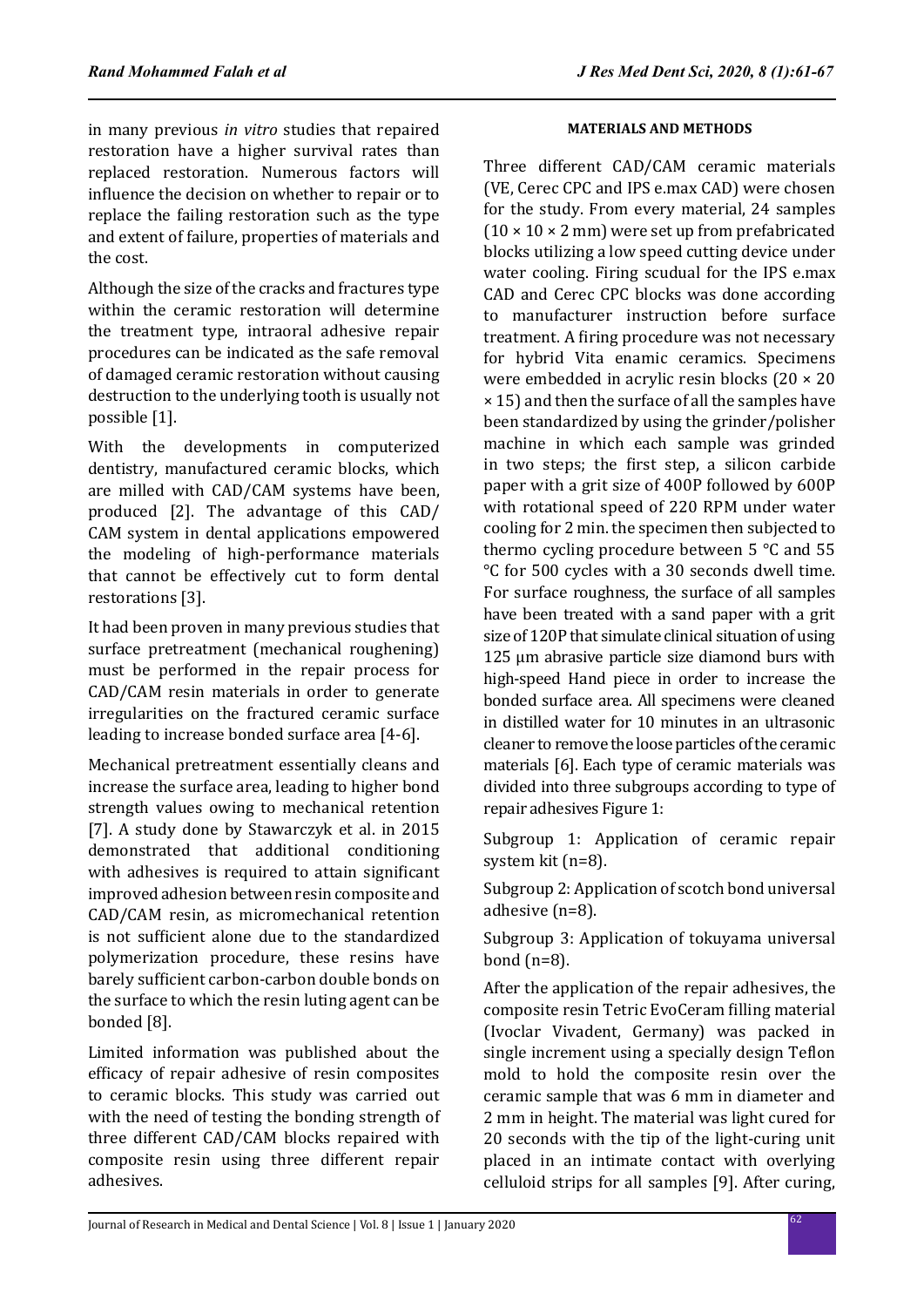in many previous *in vitro* studies that repaired restoration have a higher survival rates than replaced restoration. Numerous factors will influence the decision on whether to repair or to replace the failing restoration such as the type and extent of failure, properties of materials and the cost.

Although the size of the cracks and fractures type within the ceramic restoration will determine the treatment type, intraoral adhesive repair procedures can be indicated as the safe removal of damaged ceramic restoration without causing destruction to the underlying tooth is usually not possible [1].

With the developments in computerized dentistry, manufactured ceramic blocks, which are milled with CAD/CAM systems have been, produced [2]. The advantage of this CAD/CAM system in dental applications empowered the modeling of high-performance materials that cannot be effectively cut to form dental restorations [3].

It had been proven in many previous studies that surface pretreatment (mechanical roughening) must be performed in the repair process for CAD/CAM resin materials in order to generate irregularities on the fractured ceramic surface leading to increase bonded surface area [4-6].

Mechanical pretreatment essentially cleans and increase the surface area, leading to higher bond strength values owing to mechanical retention [7]. A study done by Stawarczyk et al. in 2015 demonstrated that additional conditioning with adhesives is required to attain significant improved adhesion between resin composite and CAD/CAM resin, as micromechanical retention is not sufficient alone due to the standardized polymerization procedure, these resins have barely sufficient carbon-carbon double bonds on the surface to which the resin luting agent can be bonded [8].

Limited information was published about the efficacy of repair adhesive of resin composites to ceramic blocks. This study was carried out with the need of testing the bonding strength of three different CAD/CAM blocks repaired with composite resin using three different repair adhesives.

## MATERIALS AND METHODS

Three different CAD/CAM ceramic materials (VE, Cerec CPC and IPS e.max CAD) were chosen for the study. From every material, 24 samples ($10 \times 10 \times 2$ mm) were set up from prefabricated blocks utilizing a low speed cutting device under water cooling. Firing scudual for the IPS e.max CAD and Cerec CPC blocks was done according to manufacturer instruction before surface treatment. A firing procedure was not necessary for hybrid Vita enamic ceramics. Specimens were embedded in acrylic resin blocks ($20 \times 20 \times 15$) and then the surface of all the samples have been standardized by using the grinder/polisher machine in which each sample was grinded in two steps; the first step, a silicon carbide paper with a grit size of 400P followed by 600P with rotational speed of 220 RPM under water cooling for 2 min. the specimen then subjected to thermo cycling procedure between 5 °C and 55 °C for 500 cycles with a 30 seconds dwell time. For surface roughness, the surface of all samples have been treated with a sand paper with a grit size of 120P that simulate clinical situation of using 125 µm abrasive particle size diamond burs with high-speed Hand piece in order to increase the bonded surface area. All specimens were cleaned in distilled water for 10 minutes in an ultrasonic cleaner to remove the loose particles of the ceramic materials [6]. Each type of ceramic materials was divided into three subgroups according to type of repair adhesives Figure 1:

Subgroup 1: Application of ceramic repair system kit (n=8).

Subgroup 2: Application of scotch bond universal adhesive (n=8).

Subgroup 3: Application of tokuyama universal bond (n=8).

After the application of the repair adhesives, the composite resin Tetric EvoCeram filling material (Ivoclar Vivadent, Germany) was packed in single increment using a specially design Teflon mold to hold the composite resin over the ceramic sample that was 6 mm in diameter and 2 mm in height. The material was light cured for 20 seconds with the tip of the light-curing unit placed in an intimate contact with overlying celluloid strips for all samples [9]. After curing,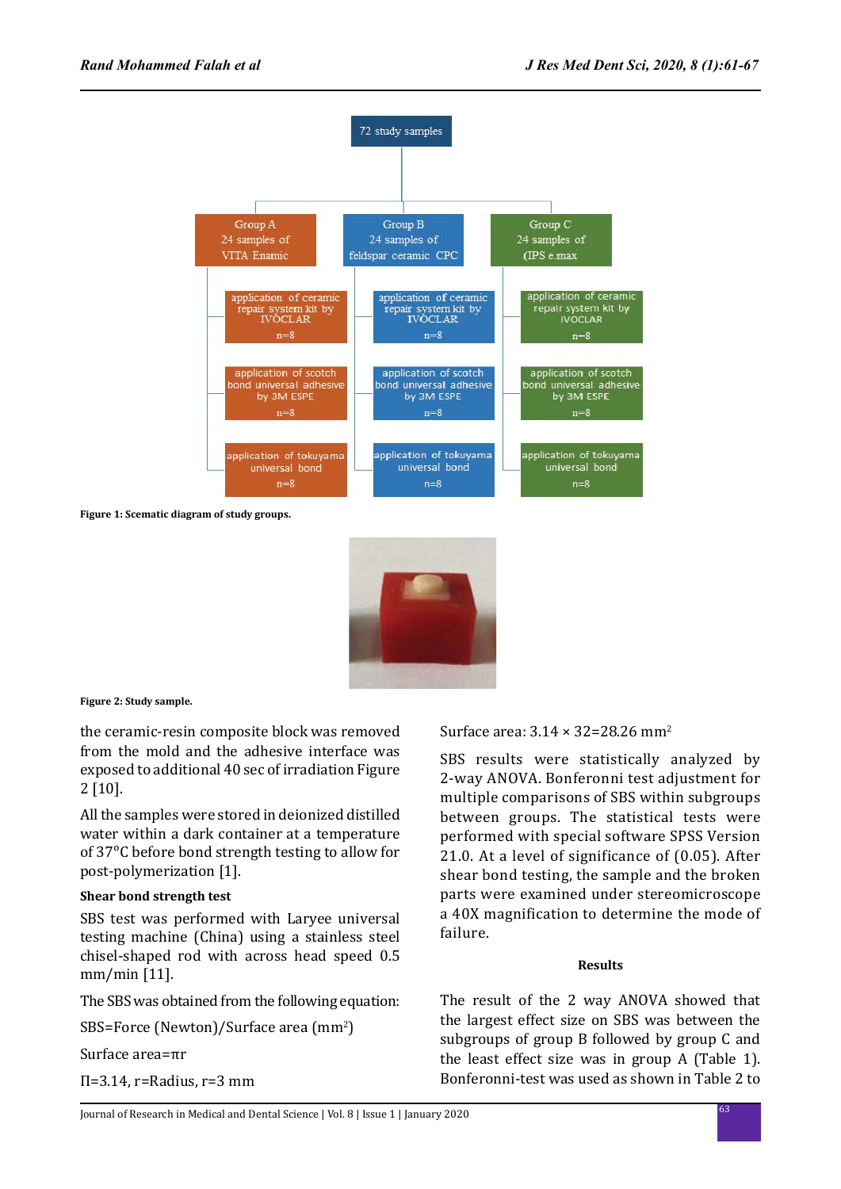Figure 1: Scematic diagram of study groups.

Figure 2: Study sample.

the ceramic-resin composite block was removed from the mold and the adhesive interface was exposed to additional 40 sec of irradiation Figure 2 [10].

All the samples were stored in deionized distilled water within a dark container at a temperature of 37°C before bond strength testing to allow for post-polymerization [1].

**Shear bond strength test**

SBS test was performed with Laryee universal testing machine (China) using a stainless steel chisel-shaped rod with across head speed 0.5 mm/min [11].

The SBS was obtained from the following equation:

SBS=Force (Newton)/Surface area ($mm^2$)

Surface area=πr

Π=3.14, r=Radius, r=3 mm

Surface area: 3.14 × 32=28.26 $mm^2$

SBS results were statistically analyzed by 2-way ANOVA. Bonferonni test adjustment for multiple comparisons of SBS within subgroups between groups. The statistical tests were performed with special software SPSS Version 21.0. At a level of significance of (0.05). After shear bond testing, the sample and the broken parts were examined under stereomicroscope a 40X magnification to determine the mode of failure.

## Results

The result of the 2 way ANOVA showed that the largest effect size on SBS was between the subgroups of group B followed by group C and the least effect size was in group A (Table 1). Bonferonni-test was used as shown in Table 2 to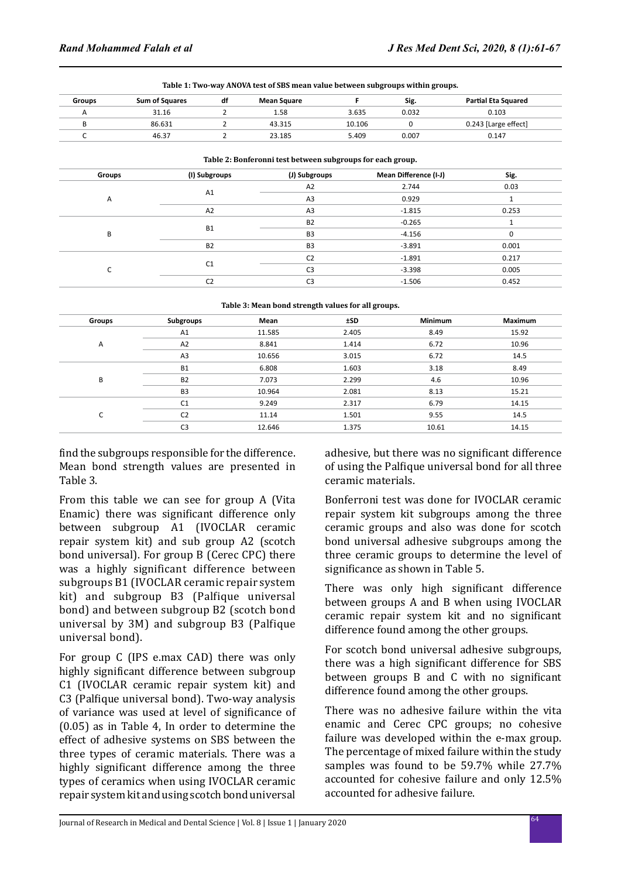**Table 1: Two-way ANOVA test of SBS mean value between subgroups within groups.**

| Groups | Sum of Squares | df | Mean Square | F | Sig. | Partial Eta Squared |
|---|---|---|---|---|---|---|
| A | 31.16 | 2 | 1.58 | 3.635 | 0.032 | 0.103 |
| B | 86.631 | 2 | 43.315 | 10.106 | 0 | 0.243 [Large effect] |
| C | 46.37 | 2 | 23.185 | 5.409 | 0.007 | 0.147 |

**Table 2: Bonferonni test between subgroups for each group.**

| Groups | (I) Subgroups | (J) Subgroups | Mean Difference (I-J) | Sig. |
|---|---|---|---|---|
| A | A1 | A2 | 2.744 | 0.03 |
| | | A3 | 0.929 | 1 |
| | A2 | A3 | -1.815 | 0.253 |
| B | B1 | B2 | -0.265 | 1 |
| | | B3 | -4.156 | 0 |
| | B2 | B3 | -3.891 | 0.001 |
| C | C1 | C2 | -1.891 | 0.217 |
| | | C3 | -3.398 | 0.005 |
| | C2 | C3 | -1.506 | 0.452 |

**Table 3: Mean bond strength values for all groups.**

| Groups | Subgroups | Mean | ±SD | Minimum | Maximum |
|---|---|---|---|---|---|
| A | A1 | 11.585 | 2.405 | 8.49 | 15.92 |
| | A2 | 8.841 | 1.414 | 6.72 | 10.96 |
| | A3 | 10.656 | 3.015 | 6.72 | 14.5 |
| B | B1 | 6.808 | 1.603 | 3.18 | 8.49 |
| | B2 | 7.073 | 2.299 | 4.6 | 10.96 |
| | B3 | 10.964 | 2.081 | 8.13 | 15.21 |
| C | C1 | 9.249 | 2.317 | 6.79 | 14.15 |
| | C2 | 11.14 | 1.501 | 9.55 | 14.5 |
| | C3 | 12.646 | 1.375 | 10.61 | 14.15 |

find the subgroups responsible for the difference. Mean bond strength values are presented in Table 3.

From this table we can see for group A (Vita Enamic) there was significant difference only between subgroup A1 (IVOCLAR ceramic repair system kit) and sub group A2 (scotch bond universal). For group B (Cerec CPC) there was a highly significant difference between subgroups B1 (IVOCLAR ceramic repair system kit) and subgroup B3 (Palfique universal bond) and between subgroup B2 (scotch bond universal by 3M) and subgroup B3 (Palfique universal bond).

For group C (IPS e.max CAD) there was only highly significant difference between subgroup C1 (IVOCLAR ceramic repair system kit) and C3 (Palfique universal bond). Two-way analysis of variance was used at level of significance of (0.05) as in Table 4, In order to determine the effect of adhesive systems on SBS between the three types of ceramic materials. There was a highly significant difference among the three types of ceramics when using IVOCLAR ceramic repair system kit and using scotch bond universal adhesive, but there was no significant difference of using the Palfique universal bond for all three ceramic materials.

Bonferroni test was done for IVOCLAR ceramic repair system kit subgroups among the three ceramic groups and also was done for scotch bond universal adhesive subgroups among the three ceramic groups to determine the level of significance as shown in Table 5.

There was only high significant difference between groups A and B when using IVOCLAR ceramic repair system kit and no significant difference found among the other groups.

For scotch bond universal adhesive subgroups, there was a high significant difference for SBS between groups B and C with no significant difference found among the other groups.

There was no adhesive failure within the vita enamic and Cerec CPC groups; no cohesive failure was developed within the e-max group. The percentage of mixed failure within the study samples was found to be 59.7% while 27.7% accounted for cohesive failure and only 12.5% accounted for adhesive failure.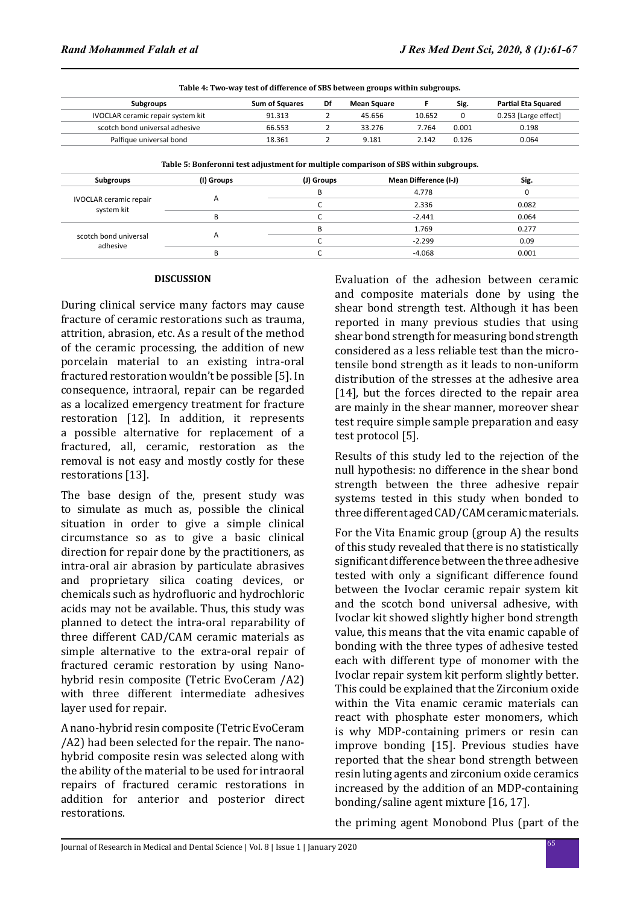**Table 4: Two-way test of difference of SBS between groups within subgroups.**

| Subgroups | Sum of Squares | Df | Mean Square | F | Sig. | Partial Eta Squared |
|---|---|---|---|---|---|---|
| IVOCLAR ceramic repair system kit | 91.313 | 2 | 45.656 | 10.652 | 0 | 0.253 [Large effect] |
| scotch bond universal adhesive | 66.553 | 2 | 33.276 | 7.764 | 0.001 | 0.198 |
| Palfique universal bond | 18.361 | 2 | 9.181 | 2.142 | 0.126 | 0.064 |

**Table 5: Bonferonni test adjustment for multiple comparison of SBS within subgroups.**

| Subgroups | (I) Groups | (J) Groups | Mean Difference (I-J) | Sig. |
|---|---|---|---|---|
| IVOCLAR ceramic repair system kit | A | B | 4.778 | 0 |
| | | C | 2.336 | 0.082 |
| | B | C | -2.441 | 0.064 |
| scotch bond universal adhesive | A | B | 1.769 | 0.277 |
| | | C | -2.299 | 0.09 |
| | B | C | -4.068 | 0.001 |

## DISCUSSION

During clinical service many factors may cause fracture of ceramic restorations such as trauma, attrition, abrasion, etc. As a result of the method of the ceramic processing, the addition of new porcelain material to an existing intra-oral fractured restoration wouldn't be possible [5]. In consequence, intraoral, repair can be regarded as a localized emergency treatment for fracture restoration [12]. In addition, it represents a possible alternative for replacement of a fractured, all, ceramic, restoration as the removal is not easy and mostly costly for these restorations [13].

The base design of the, present study was to simulate as much as, possible the clinical situation in order to give a simple clinical circumstance so as to give a basic clinical direction for repair done by the practitioners, as intra-oral air abrasion by particulate abrasives and proprietary silica coating devices, or chemicals such as hydrofluoric and hydrochloric acids may not be available. Thus, this study was planned to detect the intra-oral reparability of three different CAD/CAM ceramic materials as simple alternative to the extra-oral repair of fractured ceramic restoration by using Nano-hybrid resin composite (Tetric EvoCeram /A2) with three different intermediate adhesives layer used for repair.

A nano-hybrid resin composite (Tetric EvoCeram /A2) had been selected for the repair. The nano-hybrid composite resin was selected along with the ability of the material to be used for intraoral repairs of fractured ceramic restorations in addition for anterior and posterior direct restorations.

Evaluation of the adhesion between ceramic and composite materials done by using the shear bond strength test. Although it has been reported in many previous studies that using shear bond strength for measuring bond strength considered as a less reliable test than the micro-tensile bond strength as it leads to non-uniform distribution of the stresses at the adhesive area [14], but the forces directed to the repair area are mainly in the shear manner, moreover shear test require simple sample preparation and easy test protocol [5].

Results of this study led to the rejection of the null hypothesis: no difference in the shear bond strength between the three adhesive repair systems tested in this study when bonded to three different aged CAD/CAM ceramic materials.

For the Vita Enamic group (group A) the results of this study revealed that there is no statistically significant difference between the three adhesive tested with only a significant difference found between the Ivoclar ceramic repair system kit and the scotch bond universal adhesive, with Ivoclar kit showed slightly higher bond strength value, this means that the vita enamic capable of bonding with the three types of adhesive tested each with different type of monomer with the Ivoclar repair system kit perform slightly better. This could be explained that the Zirconium oxide within the Vita enamic ceramic materials can react with phosphate ester monomers, which is why MDP-containing primers or resin can improve bonding [15]. Previous studies have reported that the shear bond strength between resin luting agents and zirconium oxide ceramics increased by the addition of an MDP-containing bonding/saline agent mixture [16, 17].

the priming agent Monobond Plus (part of the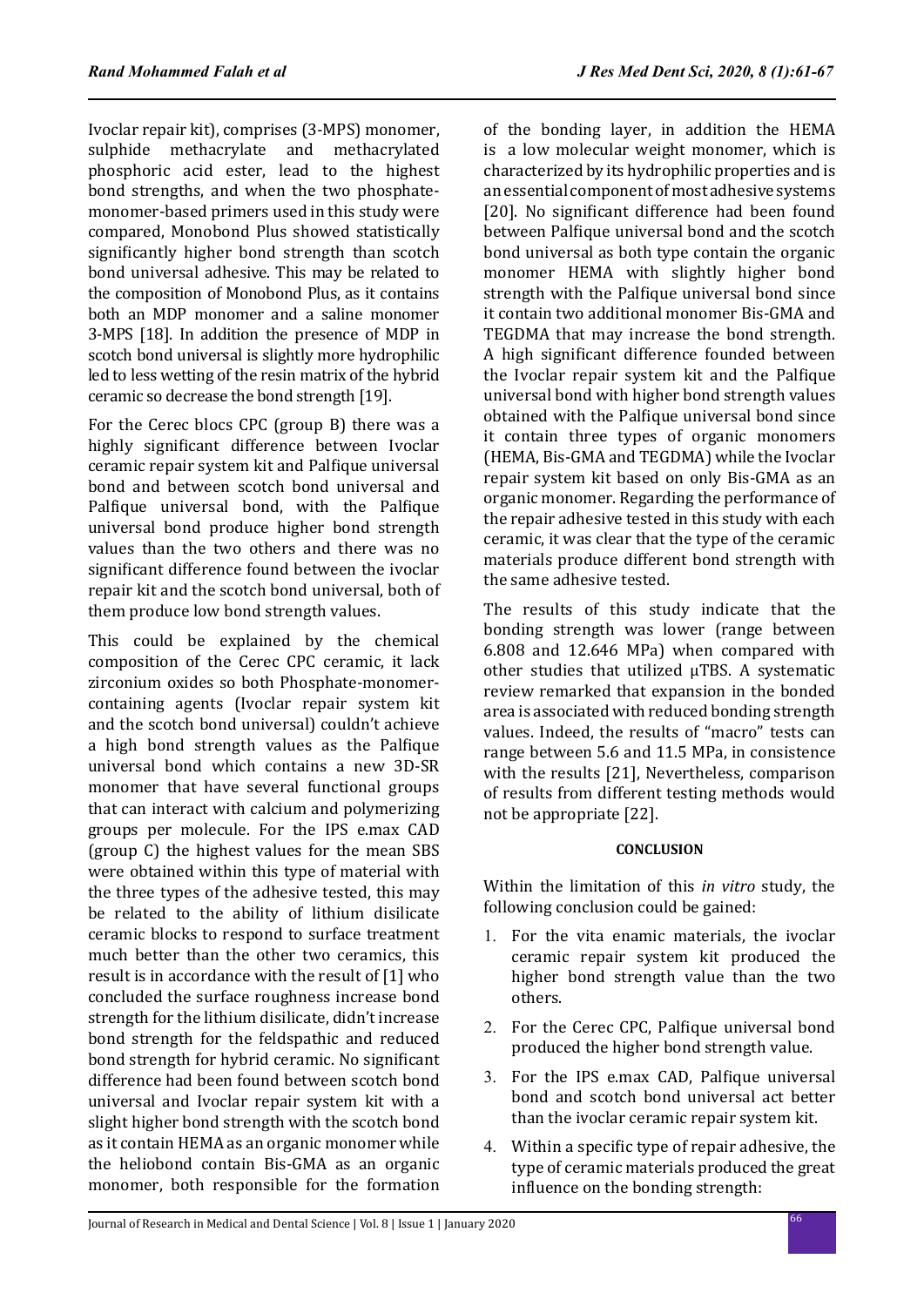Ivoclar repair kit), comprises (3-MPS) monomer, sulphide methacrylate and methacrylated phosphoric acid ester, lead to the highest bond strengths, and when the two phosphate-monomer-based primers used in this study were compared, Monobond Plus showed statistically significantly higher bond strength than scotch bond universal adhesive. This may be related to the composition of Monobond Plus, as it contains both an MDP monomer and a saline monomer 3-MPS [18]. In addition the presence of MDP in scotch bond universal is slightly more hydrophilic led to less wetting of the resin matrix of the hybrid ceramic so decrease the bond strength [19].

For the Cerec blocs CPC (group B) there was a highly significant difference between Ivoclar ceramic repair system kit and Palfique universal bond and between scotch bond universal and Palfique universal bond, with the Palfique universal bond produce higher bond strength values than the two others and there was no significant difference found between the ivoclar repair kit and the scotch bond universal, both of them produce low bond strength values.

This could be explained by the chemical composition of the Cerec CPC ceramic, it lack zirconium oxides so both Phosphate-monomer-containing agents (Ivoclar repair system kit and the scotch bond universal) couldn't achieve a high bond strength values as the Palfique universal bond which contains a new 3D-SR monomer that have several functional groups that can interact with calcium and polymerizing groups per molecule. For the IPS e.max CAD (group C) the highest values for the mean SBS were obtained within this type of material with the three types of the adhesive tested, this may be related to the ability of lithium disilicate ceramic blocks to respond to surface treatment much better than the other two ceramics, this result is in accordance with the result of [1] who concluded the surface roughness increase bond strength for the lithium disilicate, didn't increase bond strength for the feldspathic and reduced bond strength for hybrid ceramic. No significant difference had been found between scotch bond universal and Ivoclar repair system kit with a slight higher bond strength with the scotch bond as it contain HEMA as an organic monomer while the heliobond contain Bis-GMA as an organic monomer, both responsible for the formation of the bonding layer, in addition the HEMA is a low molecular weight monomer, which is characterized by its hydrophilic properties and is an essential component of most adhesive systems [20]. No significant difference had been found between Palfique universal bond and the scotch bond universal as both type contain the organic monomer HEMA with slightly higher bond strength with the Palfique universal bond since it contain two additional monomer Bis-GMA and TEGDMA that may increase the bond strength. A high significant difference founded between the Ivoclar repair system kit and the Palfique universal bond with higher bond strength values obtained with the Palfique universal bond since it contain three types of organic monomers (HEMA, Bis-GMA and TEGDMA) while the Ivoclar repair system kit based on only Bis-GMA as an organic monomer. Regarding the performance of the repair adhesive tested in this study with each ceramic, it was clear that the type of the ceramic materials produce different bond strength with the same adhesive tested.

The results of this study indicate that the bonding strength was lower (range between 6.808 and 12.646 MPa) when compared with other studies that utilized μTBS. A systematic review remarked that expansion in the bonded area is associated with reduced bonding strength values. Indeed, the results of "macro" tests can range between 5.6 and 11.5 MPa, in consistence with the results [21], Nevertheless, comparison of results from different testing methods would not be appropriate [22].

## CONCLUSION

Within the limitation of this *in vitro* study, the following conclusion could be gained:

1. For the vita enamic materials, the ivoclar ceramic repair system kit produced the higher bond strength value than the two others.
2. For the Cerec CPC, Palfique universal bond produced the higher bond strength value.
3. For the IPS e.max CAD, Palfique universal bond and scotch bond universal act better than the ivoclar ceramic repair system kit.
4. Within a specific type of repair adhesive, the type of ceramic materials produced the great influence on the bonding strength: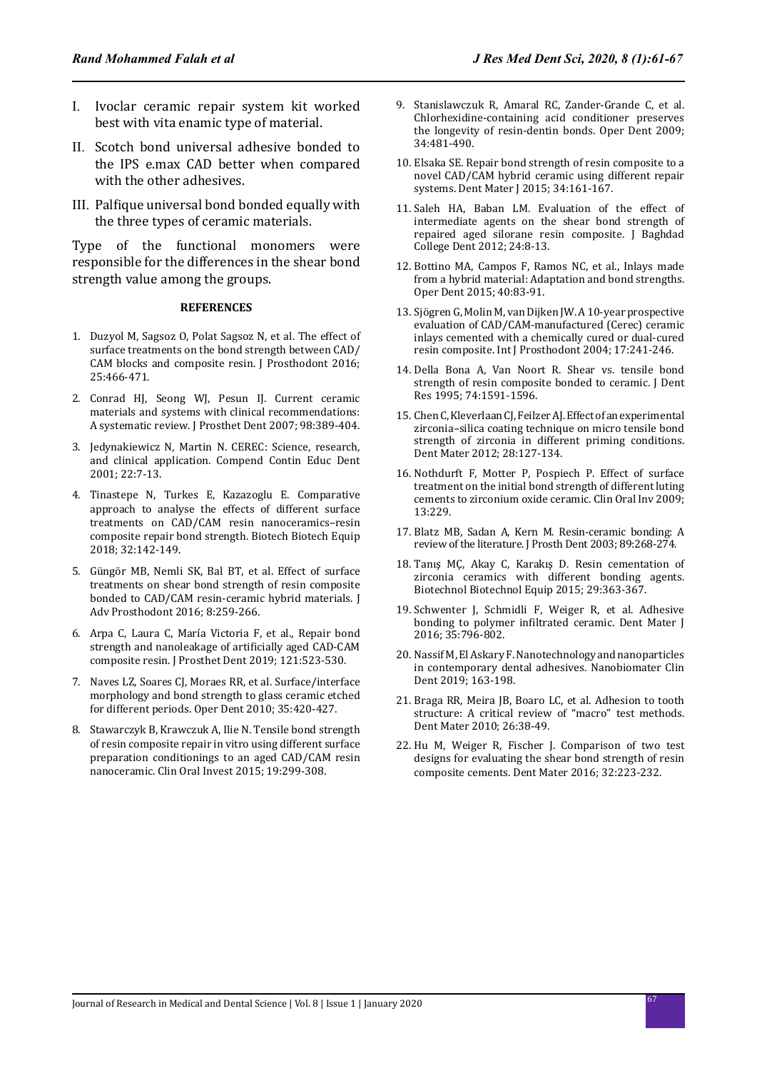I. Ivoclar ceramic repair system kit worked best with vita enamic type of material.

II. Scotch bond universal adhesive bonded to the IPS e.max CAD better when compared with the other adhesives.

III. Palfique universal bond bonded equally with the three types of ceramic materials.

Type of the functional monomers were responsible for the differences in the shear bond strength value among the groups.

## REFERENCES

1. Duzyol M, Sagsoz O, Polat Sagsoz N, et al. The effect of surface treatments on the bond strength between CAD/CAM blocks and composite resin. J Prosthodont 2016; 25:466-471.
2. Conrad HJ, Seong WJ, Pesun IJ. Current ceramic materials and systems with clinical recommendations: A systematic review. J Prosthet Dent 2007; 98:389-404.
3. Jedynakiewicz N, Martin N. CEREC: Science, research, and clinical application. Compend Contin Educ Dent 2001; 22:7-13.
4. Tinastepe N, Turkes E, Kazazoglu E. Comparative approach to analyse the effects of different surface treatments on CAD/CAM resin nanoceramics–resin composite repair bond strength. Biotech Biotech Equip 2018; 32:142-149.
5. Güngör MB, Nemli SK, Bal BT, et al. Effect of surface treatments on shear bond strength of resin composite bonded to CAD/CAM resin-ceramic hybrid materials. J Adv Prosthodont 2016; 8:259-266.
6. Arpa C, Laura C, María Victoria F, et al., Repair bond strength and nanoleakage of artificially aged CAD-CAM composite resin. J Prosthet Dent 2019; 121:523-530.
7. Naves LZ, Soares CJ, Moraes RR, et al. Surface/interface morphology and bond strength to glass ceramic etched for different periods. Oper Dent 2010; 35:420-427.
8. Stawarczyk B, Krawczuk A, Ilie N. Tensile bond strength of resin composite repair in vitro using different surface preparation conditionings to an aged CAD/CAM resin nanoceramic. Clin Oral Invest 2015; 19:299-308.
9. Stanislawczuk R, Amaral RC, Zander-Grande C, et al. Chlorhexidine-containing acid conditioner preserves the longevity of resin-dentin bonds. Oper Dent 2009; 34:481-490.
10. Elsaka SE. Repair bond strength of resin composite to a novel CAD/CAM hybrid ceramic using different repair systems. Dent Mater J 2015; 34:161-167.
11. Saleh HA, Baban LM. Evaluation of the effect of intermediate agents on the shear bond strength of repaired aged silorane resin composite. J Baghdad College Dent 2012; 24:8-13.
12. Bottino MA, Campos F, Ramos NC, et al., Inlays made from a hybrid material: Adaptation and bond strengths. Oper Dent 2015; 40:83-91.
13. Sjögren G, Molin M, van Dijken JW. A 10-year prospective evaluation of CAD/CAM-manufactured (Cerec) ceramic inlays cemented with a chemically cured or dual-cured resin composite. Int J Prosthodont 2004; 17:241-246.
14. Della Bona A, Van Noort R. Shear vs. tensile bond strength of resin composite bonded to ceramic. J Dent Res 1995; 74:1591-1596.
15. Chen C, Kleverlaan CJ, Feilzer AJ. Effect of an experimental zirconia–silica coating technique on micro tensile bond strength of zirconia in different priming conditions. Dent Mater 2012; 28:127-134.
16. Nothdurft F, Motter P, Pospiech P. Effect of surface treatment on the initial bond strength of different luting cements to zirconium oxide ceramic. Clin Oral Inv 2009; 13:229.
17. Blatz MB, Sadan A, Kern M. Resin-ceramic bonding: A review of the literature. J Prosth Dent 2003; 89:268-274.
18. Tanış MÇ, Akay C, Karakış D. Resin cementation of zirconia ceramics with different bonding agents. Biotechnol Biotechnol Equip 2015; 29:363-367.
19. Schwenter J, Schmidli F, Weiger R, et al. Adhesive bonding to polymer infiltrated ceramic. Dent Mater J 2016; 35:796-802.
20. Nassif M, El Askary F. Nanotechnology and nanoparticles in contemporary dental adhesives. Nanobiomater Clin Dent 2019; 163-198.
21. Braga RR, Meira JB, Boaro LC, et al. Adhesion to tooth structure: A critical review of "macro" test methods. Dent Mater 2010; 26:38-49.
22. Hu M, Weiger R, Fischer J. Comparison of two test designs for evaluating the shear bond strength of resin composite cements. Dent Mater 2016; 32:223-232.